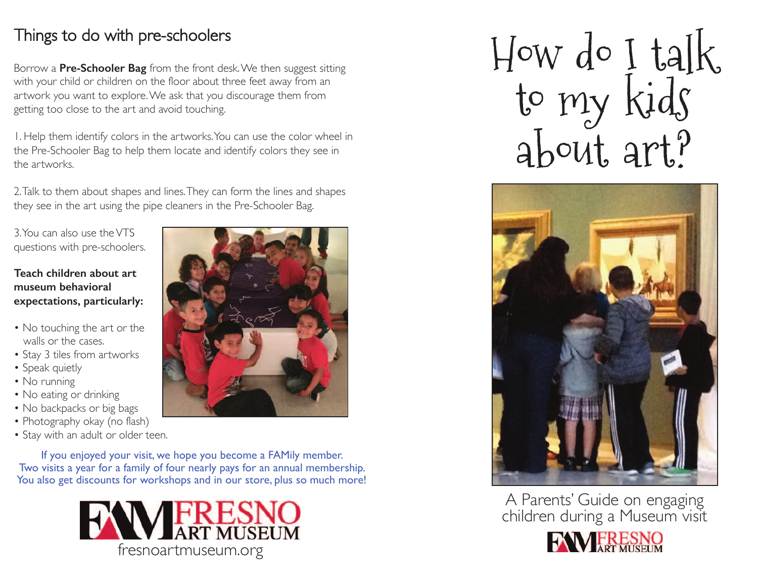## Things to do with pre-schoolers

Borrow a **Pre-Schooler Bag** from the front desk. We then suggest sitting with your child or children on the floor about three feet away from an artwork you want to explore. We ask that you discourage them from getting too close to the art and avoid touching.

1. Help them identify colors in the artworks. You can use the color wheel in the Pre-Schooler Bag to help them locate and identify colors they see in the artworks.

2. Talk to them about shapes and lines. They can form the lines and shapes they see in the art using the pipe cleaners in the Pre-Schooler Bag.

3. You can also use the VTS questions with pre-schoolers.

**Teach children about art museum behavioral expectations, particularly:**

- No touching the art or the walls or the cases.
- Stay 3 tiles from artworks
- Speak quietly
- No running
- No eating or drinking
- No backpacks or big bags
- Photography okay (no flash)
- Stay with an adult or older teen.

If you enjoyed your visit, we hope you become a FAMily member. Two visits a year for a family of four nearly pays for an annual membership. You also get discounts for workshops and in our store, plus so much more!

FAM FRESNO ART MUSEUM
fresnoartmuseum.org

# How do I talk to my kids about art?

A Parents' Guide on engaging children during a Museum visit

FAM FRESNO ART MUSEUM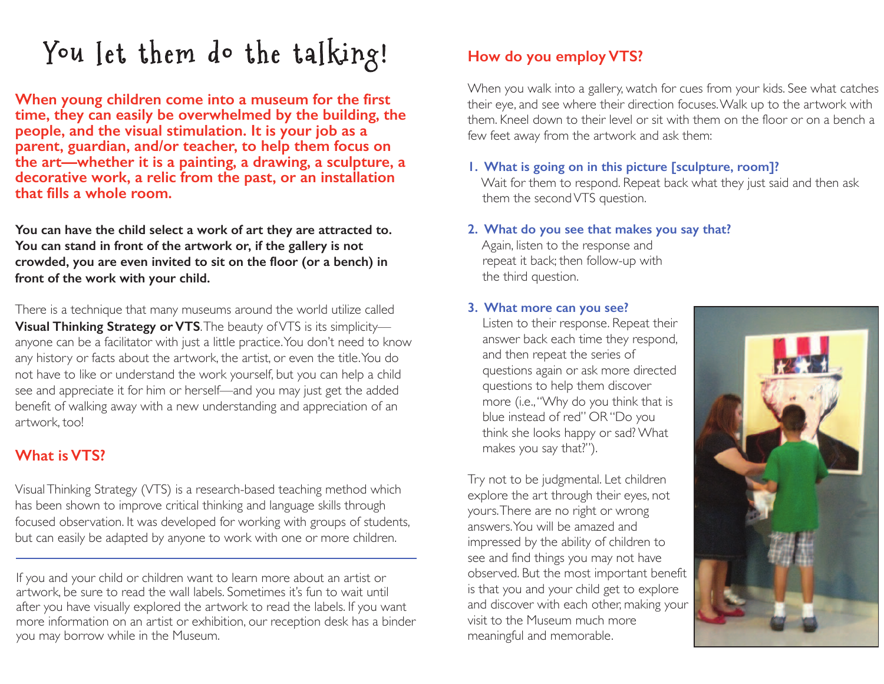# You let them do the talking!

**When young children come into a museum for the first time, they can easily be overwhelmed by the building, the people, and the visual stimulation. It is your job as a parent, guardian, and/or teacher, to help them focus on the art—whether it is a painting, a drawing, a sculpture, a decorative work, a relic from the past, or an installation that fills a whole room.**

**You can have the child select a work of art they are attracted to. You can stand in front of the artwork or, if the gallery is not crowded, you are even invited to sit on the floor (or a bench) in front of the work with your child.**

There is a technique that many museums around the world utilize called **Visual Thinking Strategy or VTS**. The beauty of VTS is its simplicity—anyone can be a facilitator with just a little practice. You don't need to know any history or facts about the artwork, the artist, or even the title. You do not have to like or understand the work yourself, but you can help a child see and appreciate it for him or herself—and you may just get the added benefit of walking away with a new understanding and appreciation of an artwork, too!

## What is VTS?

Visual Thinking Strategy (VTS) is a research-based teaching method which has been shown to improve critical thinking and language skills through focused observation. It was developed for working with groups of students, but can easily be adapted by anyone to work with one or more children.

---

If you and your child or children want to learn more about an artist or artwork, be sure to read the wall labels. Sometimes it's fun to wait until after you have visually explored the artwork to read the labels. If you want more information on an artist or exhibition, our reception desk has a binder you may borrow while in the Museum.

## How do you employ VTS?

When you walk into a gallery, watch for cues from your kids. See what catches their eye, and see where their direction focuses. Walk up to the artwork with them. Kneel down to their level or sit with them on the floor or on a bench a few feet away from the artwork and ask them:

1. **What is going on in this picture [sculpture, room]?**
   Wait for them to respond. Repeat back what they just said and then ask them the second VTS question.

2. **What do you see that makes you say that?**
   Again, listen to the response and repeat it back; then follow-up with the third question.

3. **What more can you see?**
   Listen to their response. Repeat their answer back each time they respond, and then repeat the series of questions again or ask more directed questions to help them discover more (i.e., "Why do you think that is blue instead of red" OR "Do you think she looks happy or sad? What makes you say that?").

Try not to be judgmental. Let children explore the art through their eyes, not yours. There are no right or wrong answers. You will be amazed and impressed by the ability of children to see and find things you may not have observed. But the most important benefit is that you and your child get to explore and discover with each other, making your visit to the Museum much more meaningful and memorable.